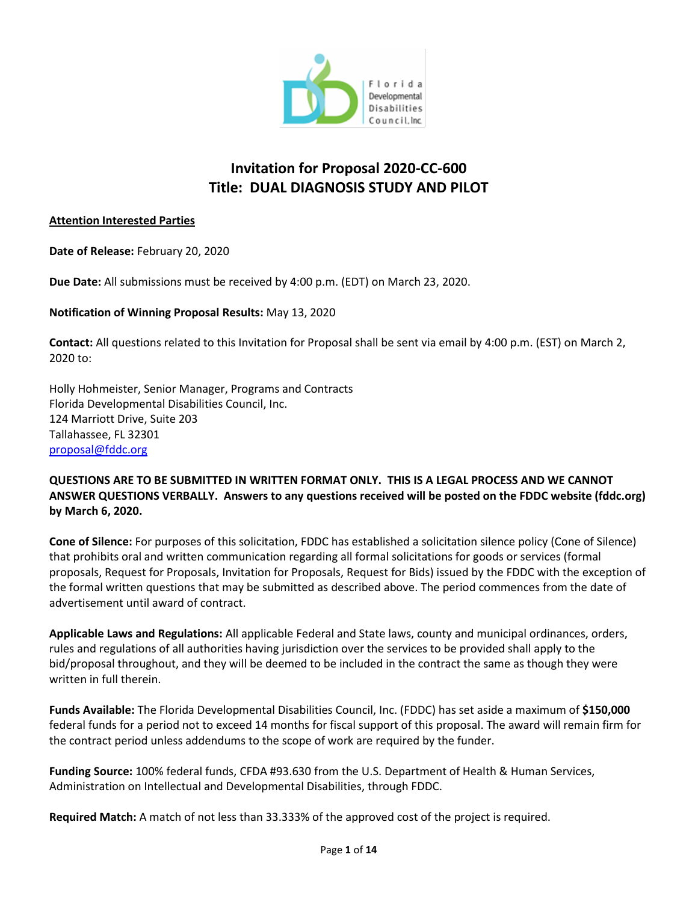# Invitation for Proposal 2020-CC-600
# Title: DUAL DIAGNOSIS STUDY AND PILOT

<u>**Attention Interested Parties**</u>

**Date of Release:** February 20, 2020

**Due Date:** All submissions must be received by 4:00 p.m. (EDT) on March 23, 2020.

**Notification of Winning Proposal Results:** May 13, 2020

**Contact:** All questions related to this Invitation for Proposal shall be sent via email by 4:00 p.m. (EST) on March 2, 2020 to:

Holly Hohmeister, Senior Manager, Programs and Contracts
Florida Developmental Disabilities Council, Inc.
124 Marriott Drive, Suite 203
Tallahassee, FL 32301
proposal@fddc.org

**QUESTIONS ARE TO BE SUBMITTED IN WRITTEN FORMAT ONLY. THIS IS A LEGAL PROCESS AND WE CANNOT ANSWER QUESTIONS VERBALLY. Answers to any questions received will be posted on the FDDC website (fddc.org) by March 6, 2020.**

**Cone of Silence:** For purposes of this solicitation, FDDC has established a solicitation silence policy (Cone of Silence) that prohibits oral and written communication regarding all formal solicitations for goods or services (formal proposals, Request for Proposals, Invitation for Proposals, Request for Bids) issued by the FDDC with the exception of the formal written questions that may be submitted as described above. The period commences from the date of advertisement until award of contract.

**Applicable Laws and Regulations:** All applicable Federal and State laws, county and municipal ordinances, orders, rules and regulations of all authorities having jurisdiction over the services to be provided shall apply to the bid/proposal throughout, and they will be deemed to be included in the contract the same as though they were written in full therein.

**Funds Available:** The Florida Developmental Disabilities Council, Inc. (FDDC) has set aside a maximum of **$150,000** federal funds for a period not to exceed 14 months for fiscal support of this proposal. The award will remain firm for the contract period unless addendums to the scope of work are required by the funder.

**Funding Source:** 100% federal funds, CFDA #93.630 from the U.S. Department of Health & Human Services, Administration on Intellectual and Developmental Disabilities, through FDDC.

**Required Match:** A match of not less than 33.333% of the approved cost of the project is required.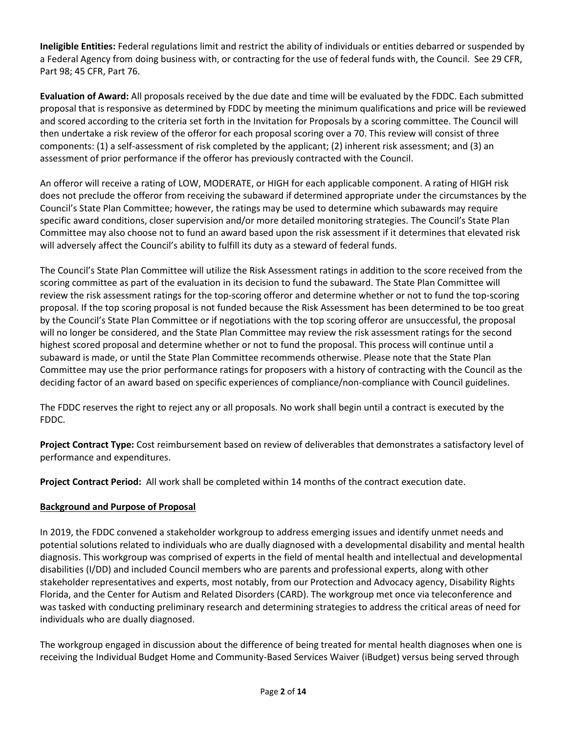**Ineligible Entities:** Federal regulations limit and restrict the ability of individuals or entities debarred or suspended by a Federal Agency from doing business with, or contracting for the use of federal funds with, the Council. See 29 CFR, Part 98; 45 CFR, Part 76.

**Evaluation of Award:** All proposals received by the due date and time will be evaluated by the FDDC. Each submitted proposal that is responsive as determined by FDDC by meeting the minimum qualifications and price will be reviewed and scored according to the criteria set forth in the Invitation for Proposals by a scoring committee. The Council will then undertake a risk review of the offeror for each proposal scoring over a 70. This review will consist of three components: (1) a self-assessment of risk completed by the applicant; (2) inherent risk assessment; and (3) an assessment of prior performance if the offeror has previously contracted with the Council.

An offeror will receive a rating of LOW, MODERATE, or HIGH for each applicable component. A rating of HIGH risk does not preclude the offeror from receiving the subaward if determined appropriate under the circumstances by the Council's State Plan Committee; however, the ratings may be used to determine which subawards may require specific award conditions, closer supervision and/or more detailed monitoring strategies. The Council's State Plan Committee may also choose not to fund an award based upon the risk assessment if it determines that elevated risk will adversely affect the Council's ability to fulfill its duty as a steward of federal funds.

The Council's State Plan Committee will utilize the Risk Assessment ratings in addition to the score received from the scoring committee as part of the evaluation in its decision to fund the subaward. The State Plan Committee will review the risk assessment ratings for the top-scoring offeror and determine whether or not to fund the top-scoring proposal. If the top scoring proposal is not funded because the Risk Assessment has been determined to be too great by the Council's State Plan Committee or if negotiations with the top scoring offeror are unsuccessful, the proposal will no longer be considered, and the State Plan Committee may review the risk assessment ratings for the second highest scored proposal and determine whether or not to fund the proposal. This process will continue until a subaward is made, or until the State Plan Committee recommends otherwise. Please note that the State Plan Committee may use the prior performance ratings for proposers with a history of contracting with the Council as the deciding factor of an award based on specific experiences of compliance/non-compliance with Council guidelines.

The FDDC reserves the right to reject any or all proposals. No work shall begin until a contract is executed by the FDDC.

**Project Contract Type:** Cost reimbursement based on review of deliverables that demonstrates a satisfactory level of performance and expenditures.

**Project Contract Period:** All work shall be completed within 14 months of the contract execution date.

## Background and Purpose of Proposal

In 2019, the FDDC convened a stakeholder workgroup to address emerging issues and identify unmet needs and potential solutions related to individuals who are dually diagnosed with a developmental disability and mental health diagnosis. This workgroup was comprised of experts in the field of mental health and intellectual and developmental disabilities (I/DD) and included Council members who are parents and professional experts, along with other stakeholder representatives and experts, most notably, from our Protection and Advocacy agency, Disability Rights Florida, and the Center for Autism and Related Disorders (CARD). The workgroup met once via teleconference and was tasked with conducting preliminary research and determining strategies to address the critical areas of need for individuals who are dually diagnosed.

The workgroup engaged in discussion about the difference of being treated for mental health diagnoses when one is receiving the Individual Budget Home and Community-Based Services Waiver (iBudget) versus being served through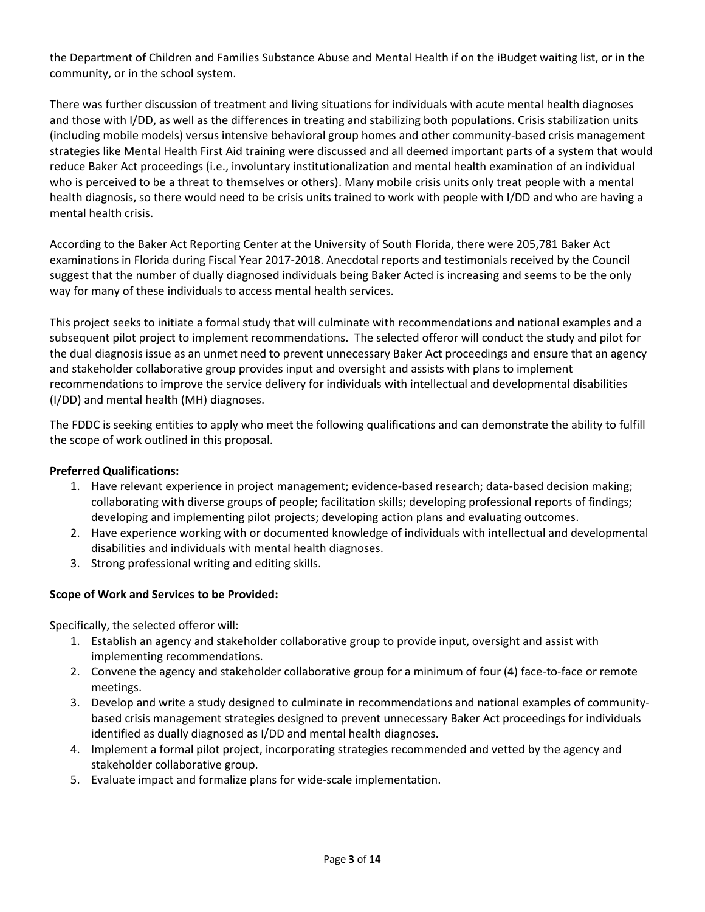the Department of Children and Families Substance Abuse and Mental Health if on the iBudget waiting list, or in the community, or in the school system.

There was further discussion of treatment and living situations for individuals with acute mental health diagnoses and those with I/DD, as well as the differences in treating and stabilizing both populations. Crisis stabilization units (including mobile models) versus intensive behavioral group homes and other community-based crisis management strategies like Mental Health First Aid training were discussed and all deemed important parts of a system that would reduce Baker Act proceedings (i.e., involuntary institutionalization and mental health examination of an individual who is perceived to be a threat to themselves or others). Many mobile crisis units only treat people with a mental health diagnosis, so there would need to be crisis units trained to work with people with I/DD and who are having a mental health crisis.

According to the Baker Act Reporting Center at the University of South Florida, there were 205,781 Baker Act examinations in Florida during Fiscal Year 2017-2018. Anecdotal reports and testimonials received by the Council suggest that the number of dually diagnosed individuals being Baker Acted is increasing and seems to be the only way for many of these individuals to access mental health services.

This project seeks to initiate a formal study that will culminate with recommendations and national examples and a subsequent pilot project to implement recommendations. The selected offeror will conduct the study and pilot for the dual diagnosis issue as an unmet need to prevent unnecessary Baker Act proceedings and ensure that an agency and stakeholder collaborative group provides input and oversight and assists with plans to implement recommendations to improve the service delivery for individuals with intellectual and developmental disabilities (I/DD) and mental health (MH) diagnoses.

The FDDC is seeking entities to apply who meet the following qualifications and can demonstrate the ability to fulfill the scope of work outlined in this proposal.

**Preferred Qualifications:**

1. Have relevant experience in project management; evidence-based research; data-based decision making; collaborating with diverse groups of people; facilitation skills; developing professional reports of findings; developing and implementing pilot projects; developing action plans and evaluating outcomes.
2. Have experience working with or documented knowledge of individuals with intellectual and developmental disabilities and individuals with mental health diagnoses.
3. Strong professional writing and editing skills.

**Scope of Work and Services to be Provided:**

Specifically, the selected offeror will:

1. Establish an agency and stakeholder collaborative group to provide input, oversight and assist with implementing recommendations.
2. Convene the agency and stakeholder collaborative group for a minimum of four (4) face-to-face or remote meetings.
3. Develop and write a study designed to culminate in recommendations and national examples of community-based crisis management strategies designed to prevent unnecessary Baker Act proceedings for individuals identified as dually diagnosed as I/DD and mental health diagnoses.
4. Implement a formal pilot project, incorporating strategies recommended and vetted by the agency and stakeholder collaborative group.
5. Evaluate impact and formalize plans for wide-scale implementation.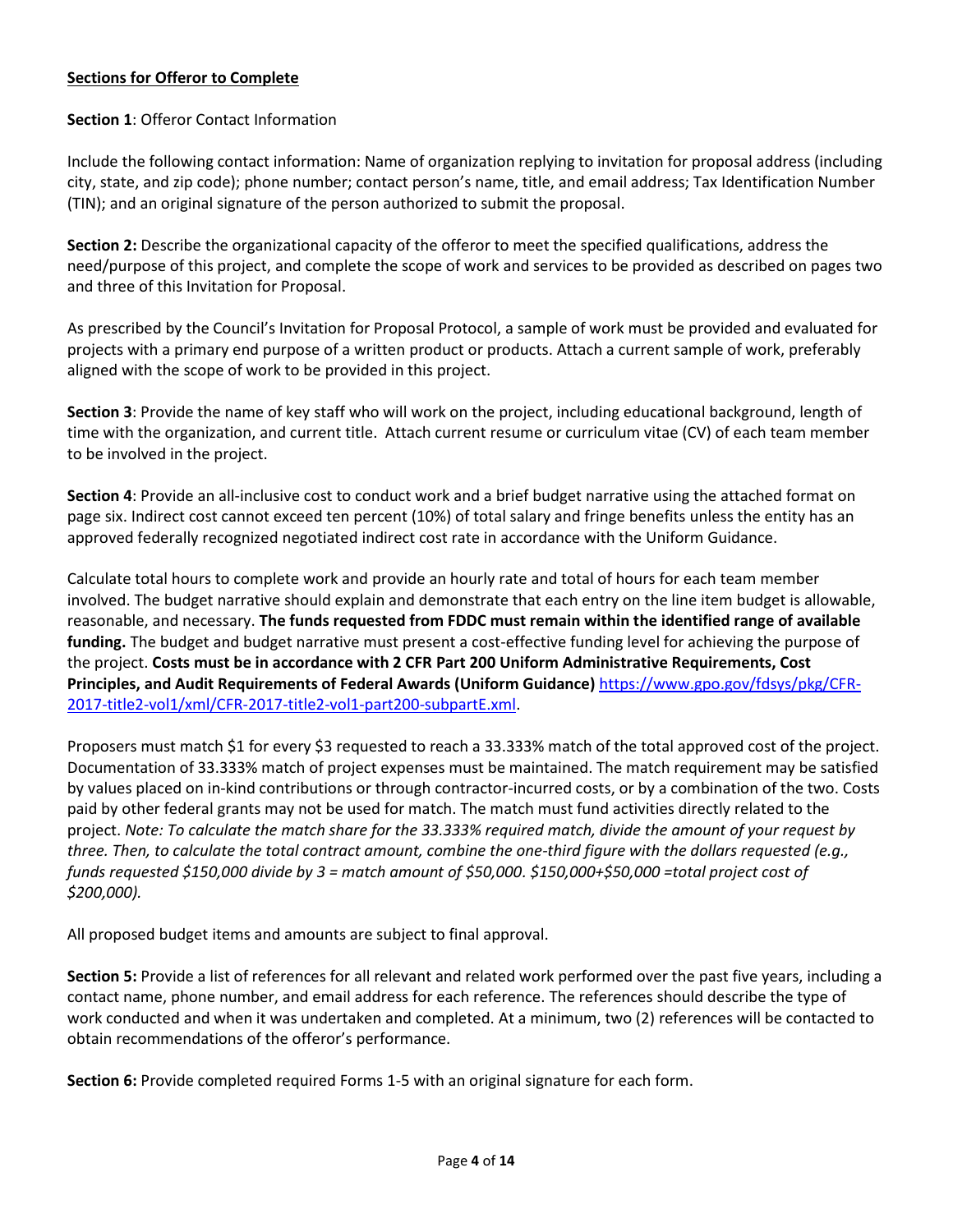**Sections for Offeror to Complete**

**Section 1**: Offeror Contact Information

Include the following contact information: Name of organization replying to invitation for proposal address (including city, state, and zip code); phone number; contact person's name, title, and email address; Tax Identification Number (TIN); and an original signature of the person authorized to submit the proposal.

**Section 2:** Describe the organizational capacity of the offeror to meet the specified qualifications, address the need/purpose of this project, and complete the scope of work and services to be provided as described on pages two and three of this Invitation for Proposal.

As prescribed by the Council's Invitation for Proposal Protocol, a sample of work must be provided and evaluated for projects with a primary end purpose of a written product or products. Attach a current sample of work, preferably aligned with the scope of work to be provided in this project.

**Section 3**: Provide the name of key staff who will work on the project, including educational background, length of time with the organization, and current title. Attach current resume or curriculum vitae (CV) of each team member to be involved in the project.

**Section 4**: Provide an all-inclusive cost to conduct work and a brief budget narrative using the attached format on page six. Indirect cost cannot exceed ten percent (10%) of total salary and fringe benefits unless the entity has an approved federally recognized negotiated indirect cost rate in accordance with the Uniform Guidance.

Calculate total hours to complete work and provide an hourly rate and total of hours for each team member involved. The budget narrative should explain and demonstrate that each entry on the line item budget is allowable, reasonable, and necessary. **The funds requested from FDDC must remain within the identified range of available funding.** The budget and budget narrative must present a cost-effective funding level for achieving the purpose of the project. **Costs must be in accordance with 2 CFR Part 200 Uniform Administrative Requirements, Cost Principles, and Audit Requirements of Federal Awards (Uniform Guidance)** https://www.gpo.gov/fdsys/pkg/CFR-2017-title2-vol1/xml/CFR-2017-title2-vol1-part200-subpartE.xml.

Proposers must match $1 for every $3 requested to reach a 33.333% match of the total approved cost of the project. Documentation of 33.333% match of project expenses must be maintained. The match requirement may be satisfied by values placed on in-kind contributions or through contractor-incurred costs, or by a combination of the two. Costs paid by other federal grants may not be used for match. The match must fund activities directly related to the project. *Note: To calculate the match share for the 33.333% required match, divide the amount of your request by three. Then, to calculate the total contract amount, combine the one-third figure with the dollars requested (e.g., funds requested $150,000 divide by 3 = match amount of $50,000. $150,000+$50,000 =total project cost of $200,000).*

All proposed budget items and amounts are subject to final approval.

**Section 5:** Provide a list of references for all relevant and related work performed over the past five years, including a contact name, phone number, and email address for each reference. The references should describe the type of work conducted and when it was undertaken and completed. At a minimum, two (2) references will be contacted to obtain recommendations of the offeror's performance.

**Section 6:** Provide completed required Forms 1-5 with an original signature for each form.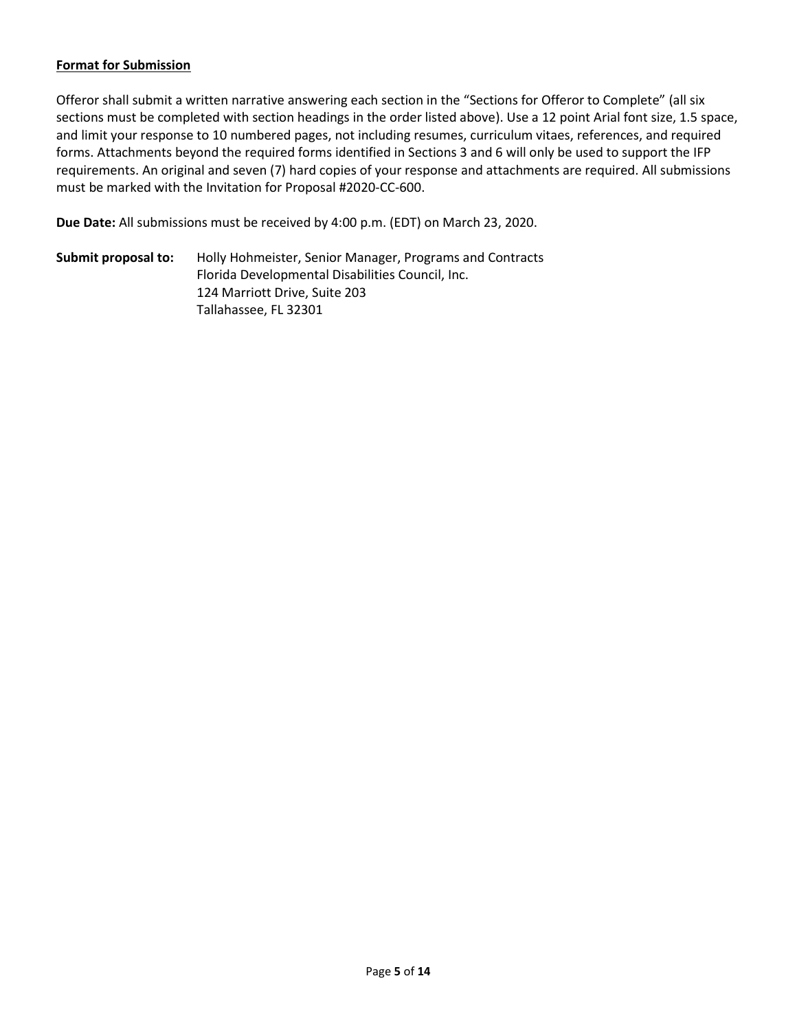**Format for Submission**

Offeror shall submit a written narrative answering each section in the "Sections for Offeror to Complete" (all six sections must be completed with section headings in the order listed above). Use a 12 point Arial font size, 1.5 space, and limit your response to 10 numbered pages, not including resumes, curriculum vitaes, references, and required forms. Attachments beyond the required forms identified in Sections 3 and 6 will only be used to support the IFP requirements. An original and seven (7) hard copies of your response and attachments are required. All submissions must be marked with the Invitation for Proposal #2020-CC-600.

**Due Date:** All submissions must be received by 4:00 p.m. (EDT) on March 23, 2020.

**Submit proposal to:** Holly Hohmeister, Senior Manager, Programs and Contracts
Florida Developmental Disabilities Council, Inc.
124 Marriott Drive, Suite 203
Tallahassee, FL 32301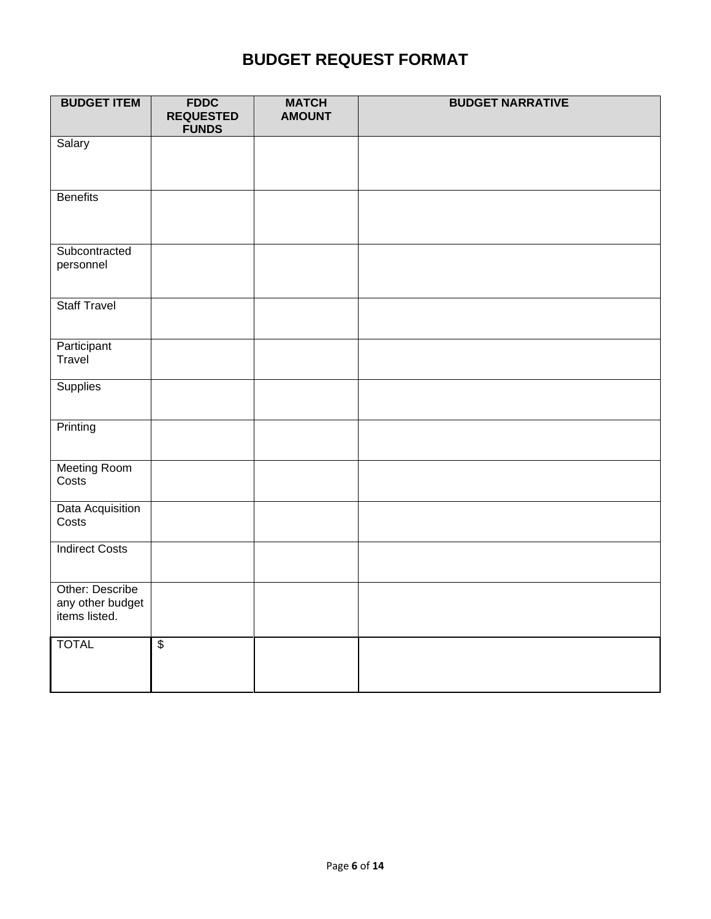# BUDGET REQUEST FORMAT

| BUDGET ITEM | FDDC REQUESTED FUNDS | MATCH AMOUNT | BUDGET NARRATIVE |
|---|---|---|---|
| Salary | | | |
| Benefits | | | |
| Subcontracted personnel | | | |
| Staff Travel | | | |
| Participant Travel | | | |
| Supplies | | | |
| Printing | | | |
| Meeting Room Costs | | | |
| Data Acquisition Costs | | | |
| Indirect Costs | | | |
| Other: Describe any other budget items listed. | | | |
| TOTAL | $ | | |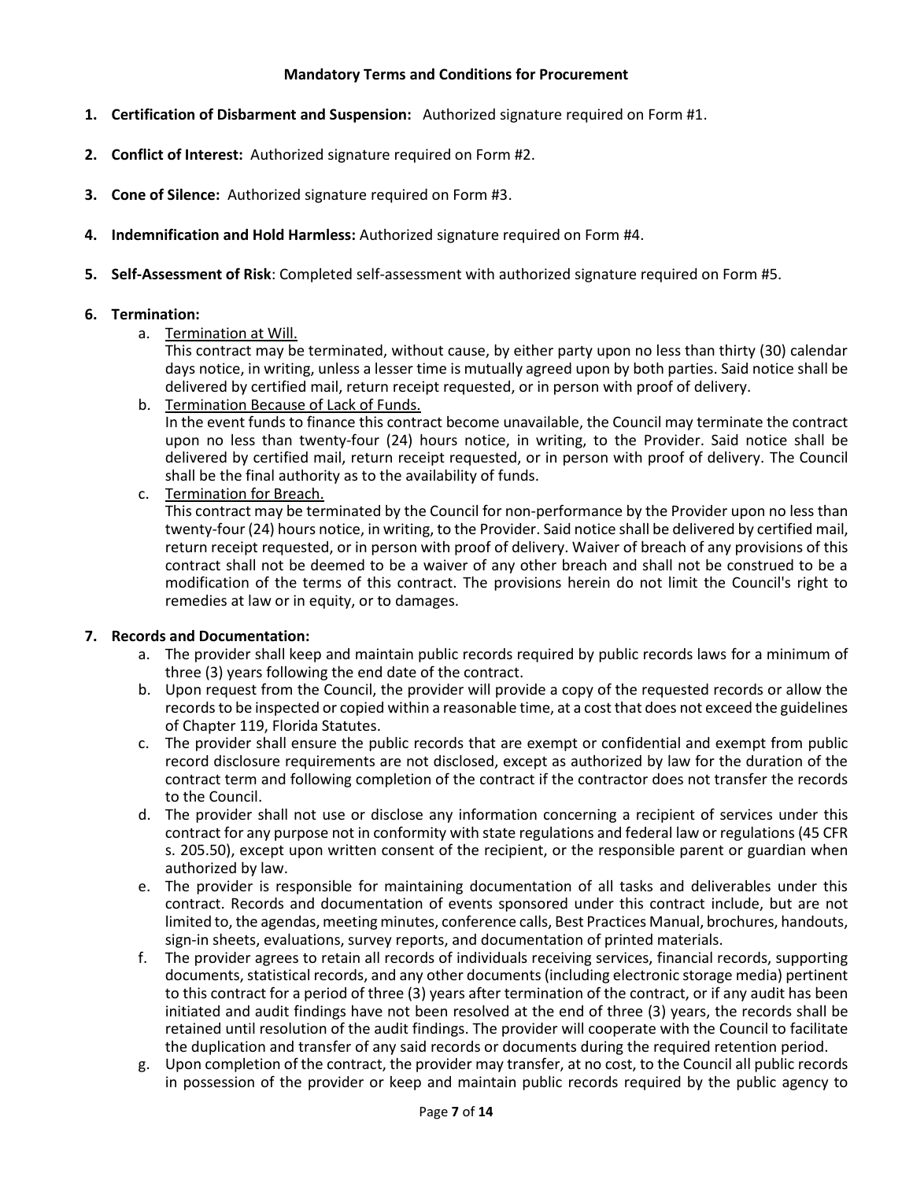**Mandatory Terms and Conditions for Procurement**

1. **Certification of Disbarment and Suspension:** Authorized signature required on Form #1.

2. **Conflict of Interest:** Authorized signature required on Form #2.

3. **Cone of Silence:** Authorized signature required on Form #3.

4. **Indemnification and Hold Harmless:** Authorized signature required on Form #4.

5. **Self-Assessment of Risk**: Completed self-assessment with authorized signature required on Form #5.

6. **Termination:**
   a. Termination at Will.
      This contract may be terminated, without cause, by either party upon no less than thirty (30) calendar days notice, in writing, unless a lesser time is mutually agreed upon by both parties. Said notice shall be delivered by certified mail, return receipt requested, or in person with proof of delivery.
   b. Termination Because of Lack of Funds.
      In the event funds to finance this contract become unavailable, the Council may terminate the contract upon no less than twenty-four (24) hours notice, in writing, to the Provider. Said notice shall be delivered by certified mail, return receipt requested, or in person with proof of delivery. The Council shall be the final authority as to the availability of funds.
   c. Termination for Breach.
      This contract may be terminated by the Council for non-performance by the Provider upon no less than twenty-four (24) hours notice, in writing, to the Provider. Said notice shall be delivered by certified mail, return receipt requested, or in person with proof of delivery. Waiver of breach of any provisions of this contract shall not be deemed to be a waiver of any other breach and shall not be construed to be a modification of the terms of this contract. The provisions herein do not limit the Council's right to remedies at law or in equity, or to damages.

7. **Records and Documentation:**
   a. The provider shall keep and maintain public records required by public records laws for a minimum of three (3) years following the end date of the contract.
   b. Upon request from the Council, the provider will provide a copy of the requested records or allow the records to be inspected or copied within a reasonable time, at a cost that does not exceed the guidelines of Chapter 119, Florida Statutes.
   c. The provider shall ensure the public records that are exempt or confidential and exempt from public record disclosure requirements are not disclosed, except as authorized by law for the duration of the contract term and following completion of the contract if the contractor does not transfer the records to the Council.
   d. The provider shall not use or disclose any information concerning a recipient of services under this contract for any purpose not in conformity with state regulations and federal law or regulations (45 CFR s. 205.50), except upon written consent of the recipient, or the responsible parent or guardian when authorized by law.
   e. The provider is responsible for maintaining documentation of all tasks and deliverables under this contract. Records and documentation of events sponsored under this contract include, but are not limited to, the agendas, meeting minutes, conference calls, Best Practices Manual, brochures, handouts, sign-in sheets, evaluations, survey reports, and documentation of printed materials.
   f. The provider agrees to retain all records of individuals receiving services, financial records, supporting documents, statistical records, and any other documents (including electronic storage media) pertinent to this contract for a period of three (3) years after termination of the contract, or if any audit has been initiated and audit findings have not been resolved at the end of three (3) years, the records shall be retained until resolution of the audit findings. The provider will cooperate with the Council to facilitate the duplication and transfer of any said records or documents during the required retention period.
   g. Upon completion of the contract, the provider may transfer, at no cost, to the Council all public records in possession of the provider or keep and maintain public records required by the public agency to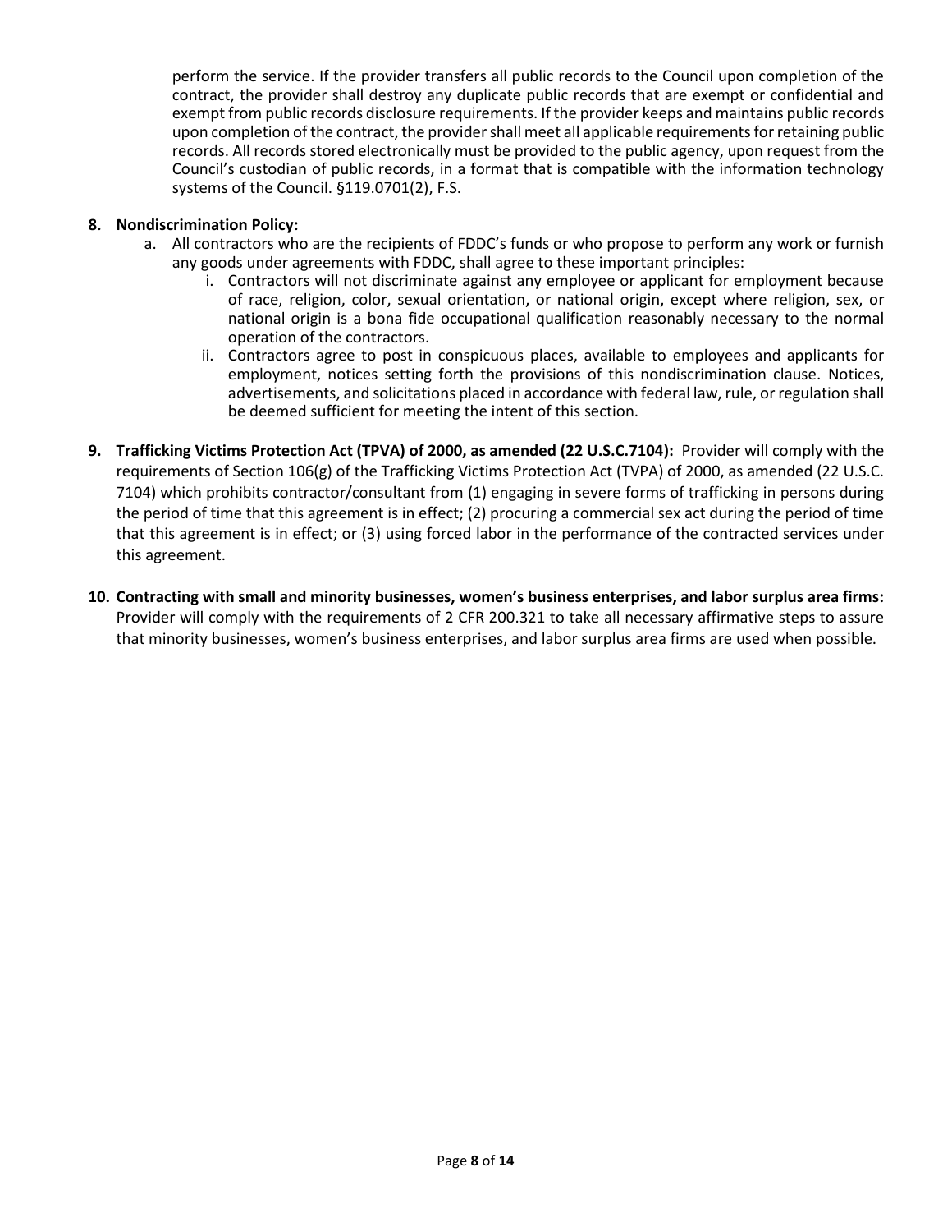perform the service. If the provider transfers all public records to the Council upon completion of the contract, the provider shall destroy any duplicate public records that are exempt or confidential and exempt from public records disclosure requirements. If the provider keeps and maintains public records upon completion of the contract, the provider shall meet all applicable requirements for retaining public records. All records stored electronically must be provided to the public agency, upon request from the Council's custodian of public records, in a format that is compatible with the information technology systems of the Council. §119.0701(2), F.S.

8. **Nondiscrimination Policy:**
   a. All contractors who are the recipients of FDDC's funds or who propose to perform any work or furnish any goods under agreements with FDDC, shall agree to these important principles:
      i. Contractors will not discriminate against any employee or applicant for employment because of race, religion, color, sexual orientation, or national origin, except where religion, sex, or national origin is a bona fide occupational qualification reasonably necessary to the normal operation of the contractors.
      ii. Contractors agree to post in conspicuous places, available to employees and applicants for employment, notices setting forth the provisions of this nondiscrimination clause. Notices, advertisements, and solicitations placed in accordance with federal law, rule, or regulation shall be deemed sufficient for meeting the intent of this section.

9. **Trafficking Victims Protection Act (TPVA) of 2000, as amended (22 U.S.C.7104):** Provider will comply with the requirements of Section 106(g) of the Trafficking Victims Protection Act (TVPA) of 2000, as amended (22 U.S.C. 7104) which prohibits contractor/consultant from (1) engaging in severe forms of trafficking in persons during the period of time that this agreement is in effect; (2) procuring a commercial sex act during the period of time that this agreement is in effect; or (3) using forced labor in the performance of the contracted services under this agreement.

10. **Contracting with small and minority businesses, women's business enterprises, and labor surplus area firms:** Provider will comply with the requirements of 2 CFR 200.321 to take all necessary affirmative steps to assure that minority businesses, women's business enterprises, and labor surplus area firms are used when possible.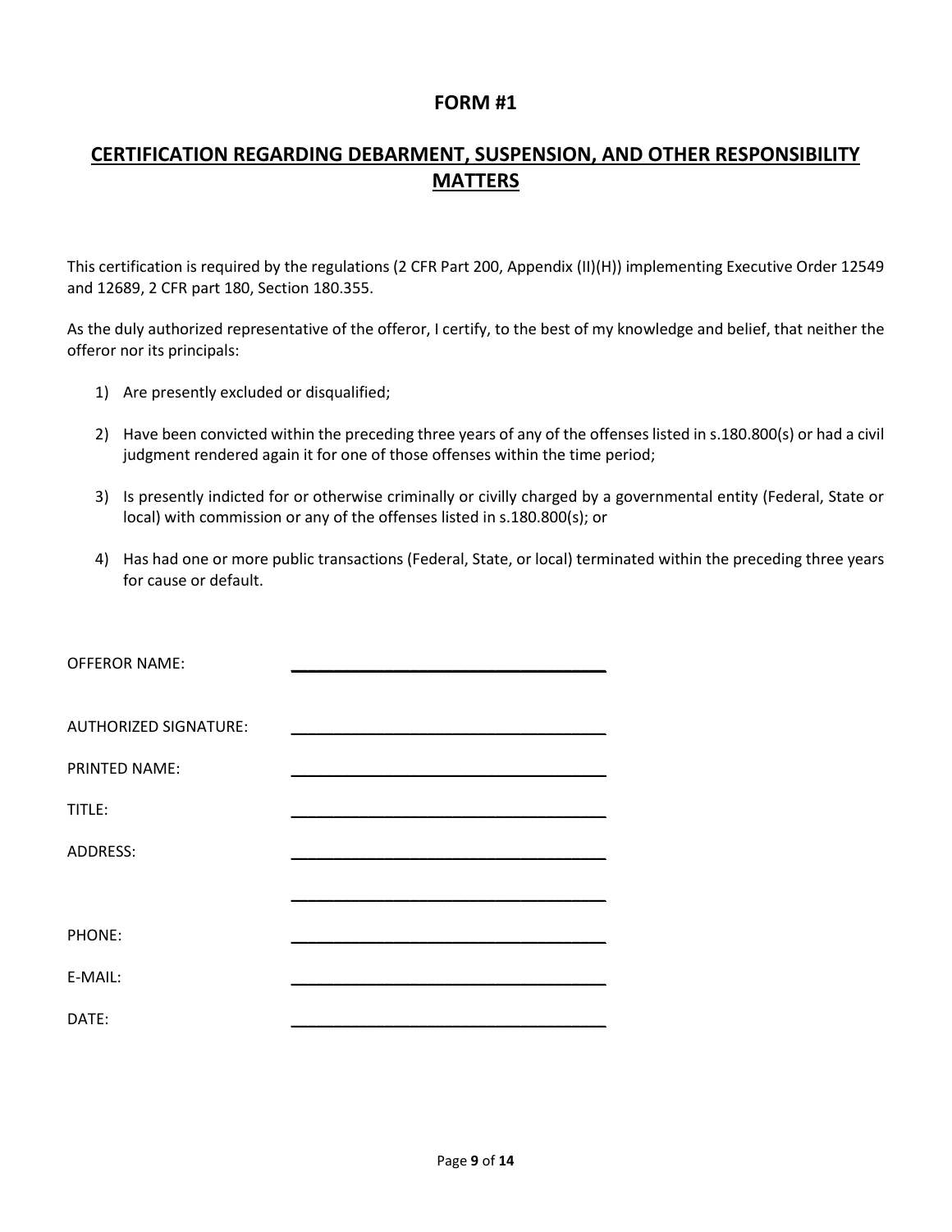## FORM #1

## CERTIFICATION REGARDING DEBARMENT, SUSPENSION, AND OTHER RESPONSIBILITY MATTERS

This certification is required by the regulations (2 CFR Part 200, Appendix (II)(H)) implementing Executive Order 12549 and 12689, 2 CFR part 180, Section 180.355.

As the duly authorized representative of the offeror, I certify, to the best of my knowledge and belief, that neither the offeror nor its principals:

1) Are presently excluded or disqualified;

2) Have been convicted within the preceding three years of any of the offenses listed in s.180.800(s) or had a civil judgment rendered again it for one of those offenses within the time period;

3) Is presently indicted for or otherwise criminally or civilly charged by a governmental entity (Federal, State or local) with commission or any of the offenses listed in s.180.800(s); or

4) Has had one or more public transactions (Federal, State, or local) terminated within the preceding three years for cause or default.

OFFEROR NAME: ____________________________________

AUTHORIZED SIGNATURE: ____________________________________

PRINTED NAME: ____________________________________

TITLE: ____________________________________

ADDRESS: ____________________________________

____________________________________

PHONE: ____________________________________

E-MAIL: ____________________________________

DATE: ____________________________________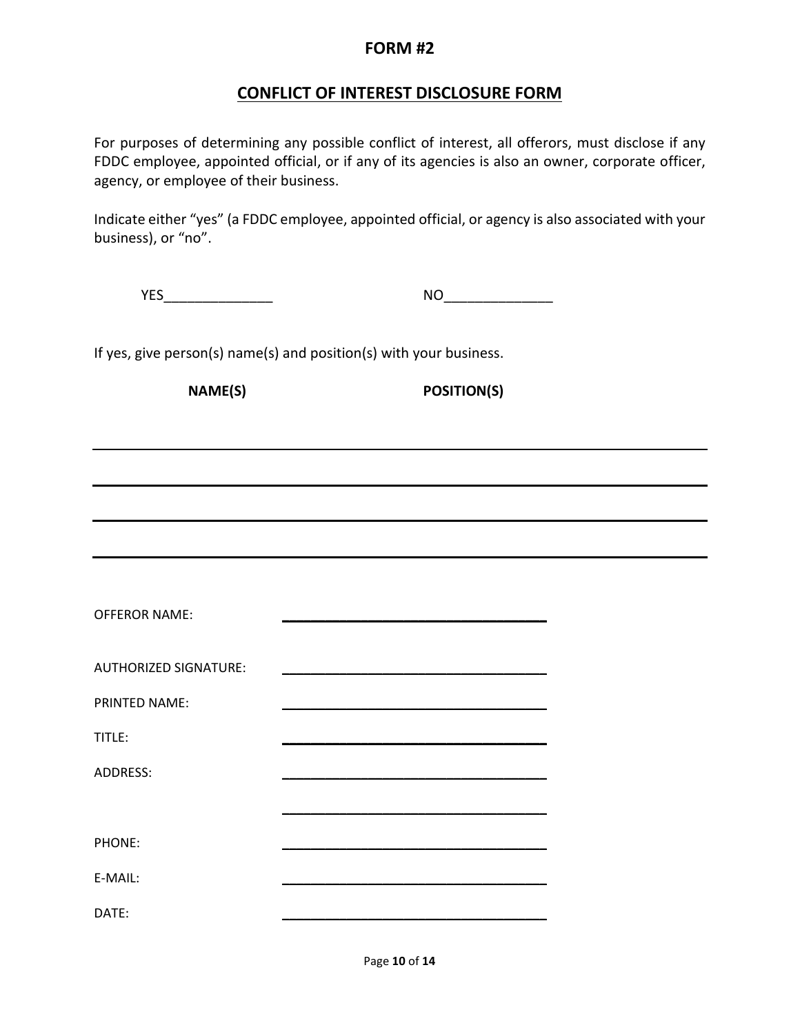## FORM #2

## CONFLICT OF INTEREST DISCLOSURE FORM

For purposes of determining any possible conflict of interest, all offerors, must disclose if any FDDC employee, appointed official, or if any of its agencies is also an owner, corporate officer, agency, or employee of their business.

Indicate either "yes" (a FDDC employee, appointed official, or agency is also associated with your business), or "no".

YES______________ NO______________

If yes, give person(s) name(s) and position(s) with your business.

| NAME(S) | POSITION(S) |
| --- | --- |
| | |
| | |
| | |
| | |

OFFEROR NAME: ___________________________________

AUTHORIZED SIGNATURE: ___________________________________

PRINTED NAME: ___________________________________

TITLE: ___________________________________

ADDRESS: ___________________________________

___________________________________

PHONE: ___________________________________

E-MAIL: ___________________________________

DATE: ___________________________________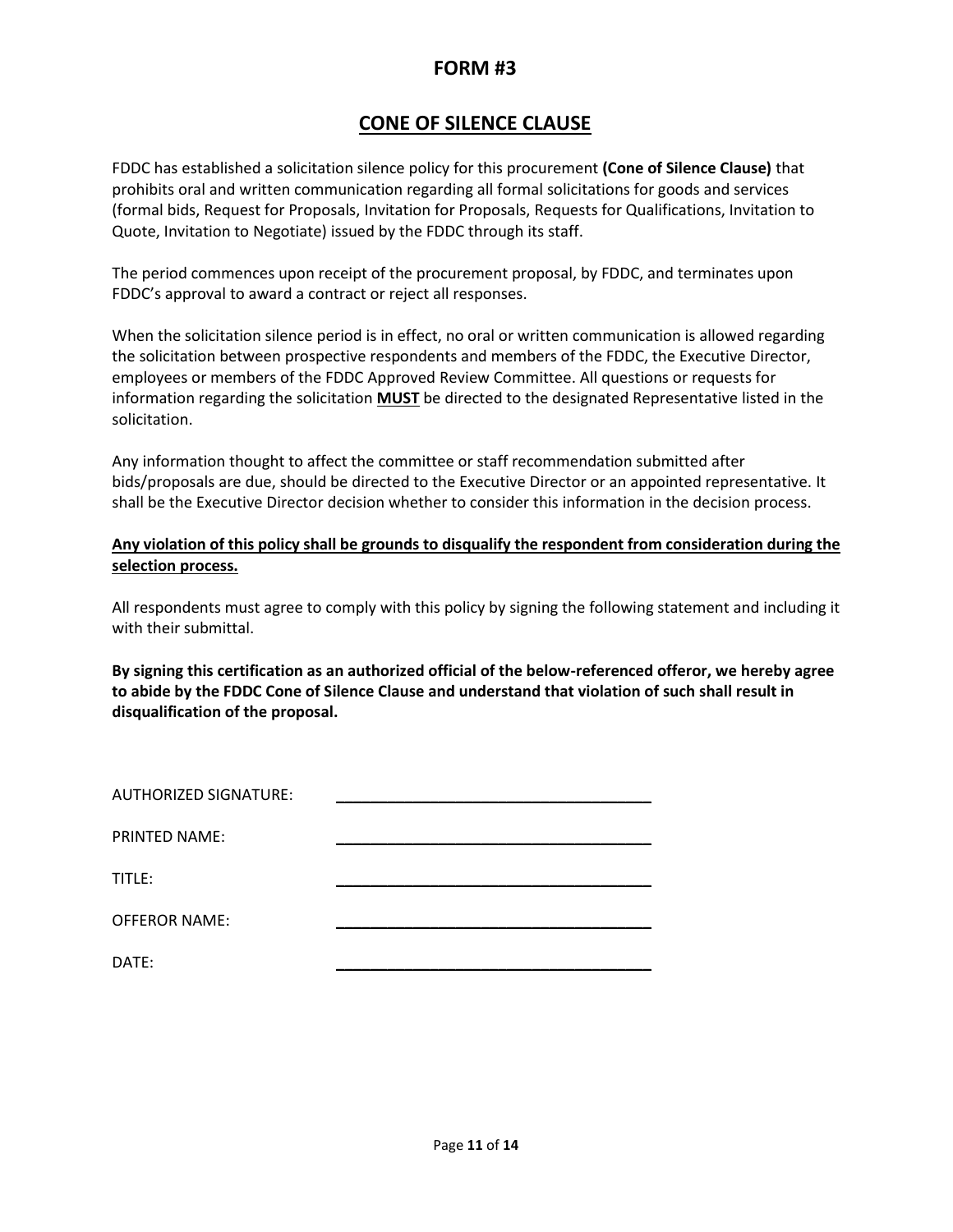# FORM #3

## CONE OF SILENCE CLAUSE

FDDC has established a solicitation silence policy for this procurement **(Cone of Silence Clause)** that prohibits oral and written communication regarding all formal solicitations for goods and services (formal bids, Request for Proposals, Invitation for Proposals, Requests for Qualifications, Invitation to Quote, Invitation to Negotiate) issued by the FDDC through its staff.

The period commences upon receipt of the procurement proposal, by FDDC, and terminates upon FDDC's approval to award a contract or reject all responses.

When the solicitation silence period is in effect, no oral or written communication is allowed regarding the solicitation between prospective respondents and members of the FDDC, the Executive Director, employees or members of the FDDC Approved Review Committee. All questions or requests for information regarding the solicitation **MUST** be directed to the designated Representative listed in the solicitation.

Any information thought to affect the committee or staff recommendation submitted after bids/proposals are due, should be directed to the Executive Director or an appointed representative. It shall be the Executive Director decision whether to consider this information in the decision process.

**Any violation of this policy shall be grounds to disqualify the respondent from consideration during the selection process.**

All respondents must agree to comply with this policy by signing the following statement and including it with their submittal.

**By signing this certification as an authorized official of the below-referenced offeror, we hereby agree to abide by the FDDC Cone of Silence Clause and understand that violation of such shall result in disqualification of the proposal.**

AUTHORIZED SIGNATURE: ____________________________________

PRINTED NAME: ____________________________________

TITLE: ____________________________________

OFFEROR NAME: ____________________________________

DATE: ____________________________________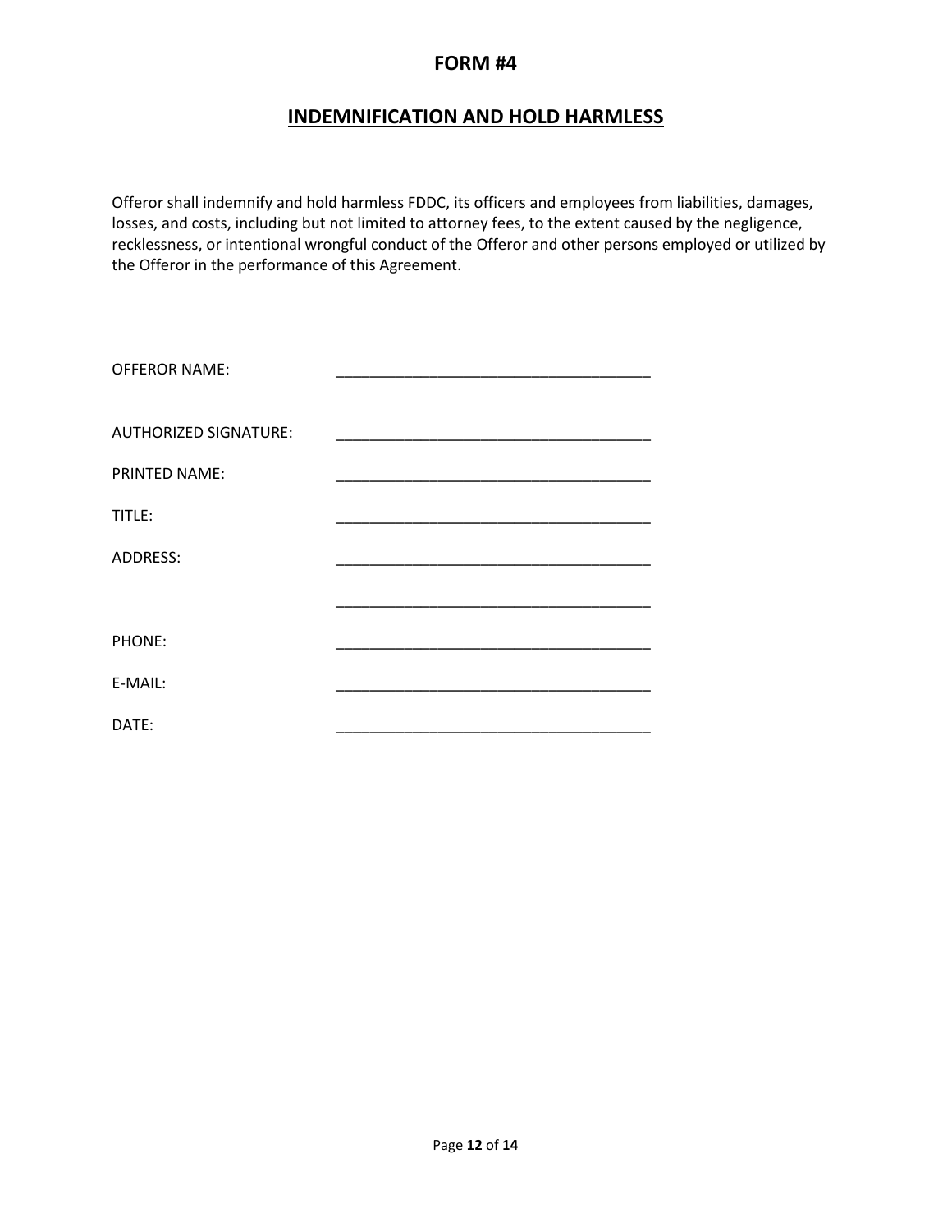# FORM #4

## INDEMNIFICATION AND HOLD HARMLESS

Offeror shall indemnify and hold harmless FDDC, its officers and employees from liabilities, damages, losses, and costs, including but not limited to attorney fees, to the extent caused by the negligence, recklessness, or intentional wrongful conduct of the Offeror and other persons employed or utilized by the Offeror in the performance of this Agreement.

OFFEROR NAME: _____________________________________

AUTHORIZED SIGNATURE: _____________________________________

PRINTED NAME: _____________________________________

TITLE: _____________________________________

ADDRESS: _____________________________________

_____________________________________

PHONE: _____________________________________

E-MAIL: _____________________________________

DATE: _____________________________________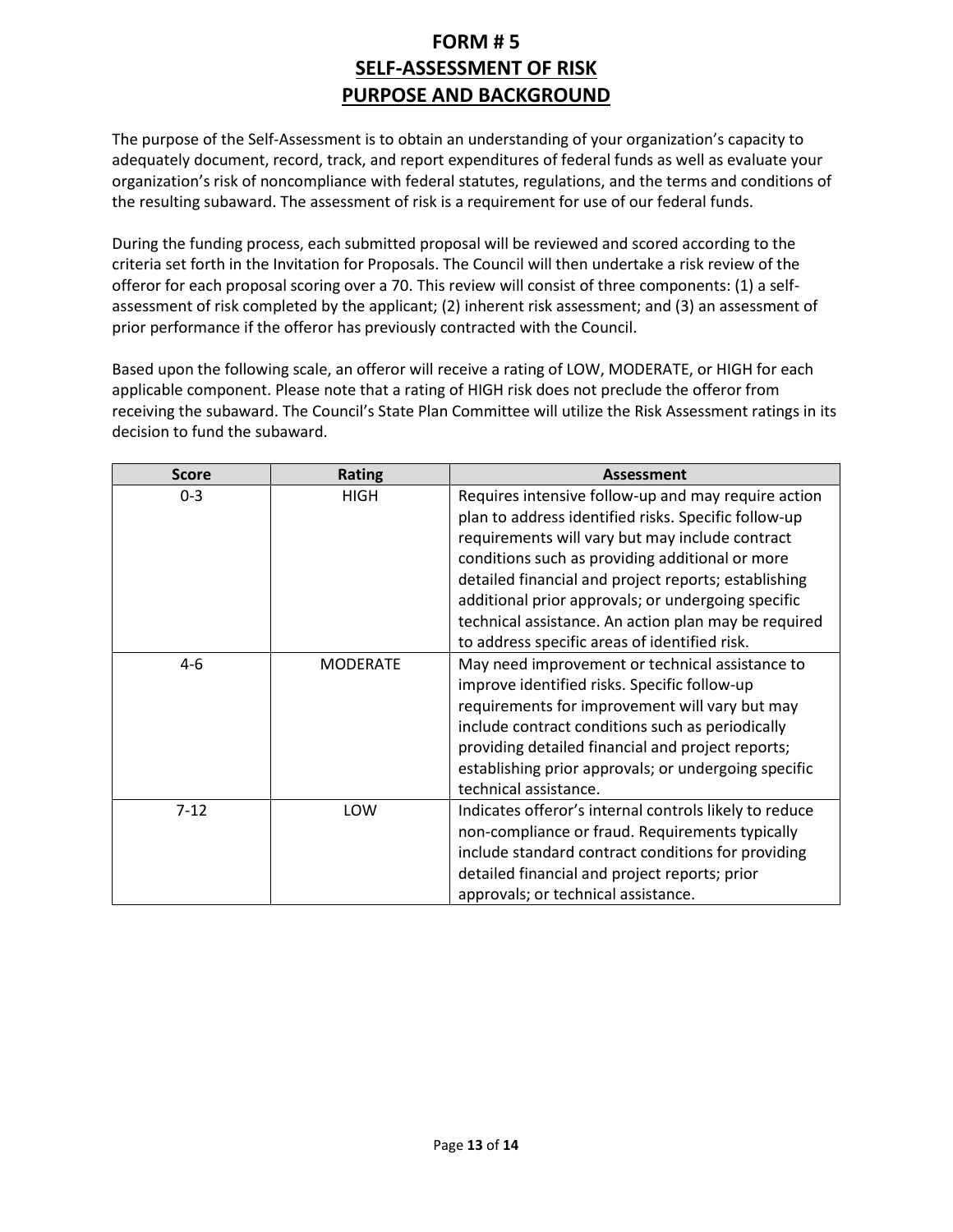# FORM # 5

## SELF-ASSESSMENT OF RISK

## PURPOSE AND BACKGROUND

The purpose of the Self-Assessment is to obtain an understanding of your organization's capacity to adequately document, record, track, and report expenditures of federal funds as well as evaluate your organization's risk of noncompliance with federal statutes, regulations, and the terms and conditions of the resulting subaward. The assessment of risk is a requirement for use of our federal funds.

During the funding process, each submitted proposal will be reviewed and scored according to the criteria set forth in the Invitation for Proposals. The Council will then undertake a risk review of the offeror for each proposal scoring over a 70. This review will consist of three components: (1) a self-assessment of risk completed by the applicant; (2) inherent risk assessment; and (3) an assessment of prior performance if the offeror has previously contracted with the Council.

Based upon the following scale, an offeror will receive a rating of LOW, MODERATE, or HIGH for each applicable component. Please note that a rating of HIGH risk does not preclude the offeror from receiving the subaward. The Council's State Plan Committee will utilize the Risk Assessment ratings in its decision to fund the subaward.

| Score | Rating | Assessment |
| --- | --- | --- |
| 0-3 | HIGH | Requires intensive follow-up and may require action plan to address identified risks. Specific follow-up requirements will vary but may include contract conditions such as providing additional or more detailed financial and project reports; establishing additional prior approvals; or undergoing specific technical assistance. An action plan may be required to address specific areas of identified risk. |
| 4-6 | MODERATE | May need improvement or technical assistance to improve identified risks. Specific follow-up requirements for improvement will vary but may include contract conditions such as periodically providing detailed financial and project reports; establishing prior approvals; or undergoing specific technical assistance. |
| 7-12 | LOW | Indicates offeror's internal controls likely to reduce non-compliance or fraud. Requirements typically include standard contract conditions for providing detailed financial and project reports; prior approvals; or technical assistance. |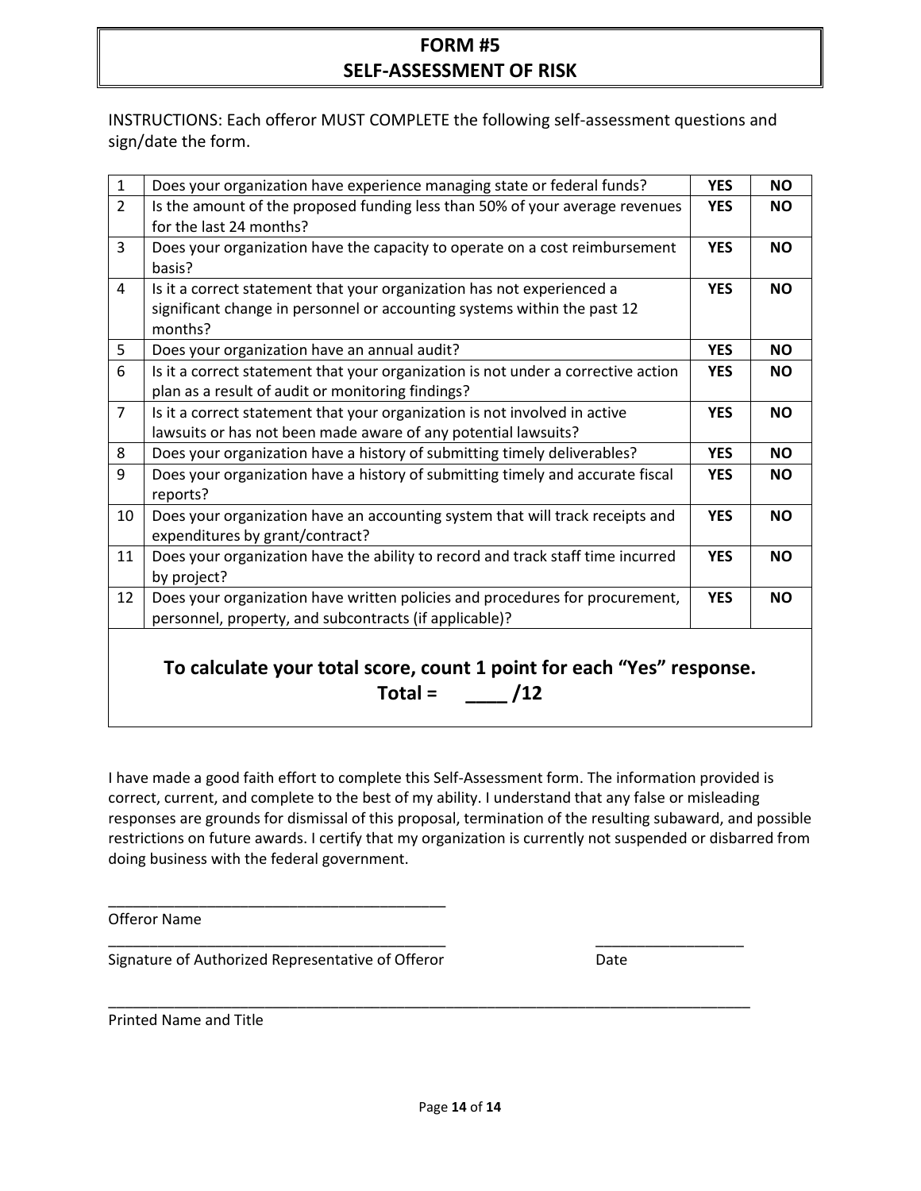# FORM #5
# SELF-ASSESSMENT OF RISK

INSTRUCTIONS: Each offeror MUST COMPLETE the following self-assessment questions and sign/date the form.

| | | | |
|---|---|---|---|
| 1 | Does your organization have experience managing state or federal funds? | **YES** | **NO** |
| 2 | Is the amount of the proposed funding less than 50% of your average revenues for the last 24 months? | **YES** | **NO** |
| 3 | Does your organization have the capacity to operate on a cost reimbursement basis? | **YES** | **NO** |
| 4 | Is it a correct statement that your organization has not experienced a significant change in personnel or accounting systems within the past 12 months? | **YES** | **NO** |
| 5 | Does your organization have an annual audit? | **YES** | **NO** |
| 6 | Is it a correct statement that your organization is not under a corrective action plan as a result of audit or monitoring findings? | **YES** | **NO** |
| 7 | Is it a correct statement that your organization is not involved in active lawsuits or has not been made aware of any potential lawsuits? | **YES** | **NO** |
| 8 | Does your organization have a history of submitting timely deliverables? | **YES** | **NO** |
| 9 | Does your organization have a history of submitting timely and accurate fiscal reports? | **YES** | **NO** |
| 10 | Does your organization have an accounting system that will track receipts and expenditures by grant/contract? | **YES** | **NO** |
| 11 | Does your organization have the ability to record and track staff time incurred by project? | **YES** | **NO** |
| 12 | Does your organization have written policies and procedures for procurement, personnel, property, and subcontracts (if applicable)? | **YES** | **NO** |

**To calculate your total score, count 1 point for each "Yes" response.**
**Total = \_\_\_\_ /12**

I have made a good faith effort to complete this Self-Assessment form. The information provided is correct, current, and complete to the best of my ability. I understand that any false or misleading responses are grounds for dismissal of this proposal, termination of the resulting subaward, and possible restrictions on future awards. I certify that my organization is currently not suspended or disbarred from doing business with the federal government.

\_\_\_\_\_\_\_\_\_\_\_\_\_\_\_\_\_\_\_\_\_\_\_\_\_\_\_\_\_\_\_\_\_\_\_\_\_\_\_\_
Offeror Name

\_\_\_\_\_\_\_\_\_\_\_\_\_\_\_\_\_\_\_\_\_\_\_\_\_\_\_\_\_\_\_\_\_\_\_\_\_\_\_\_ \_\_\_\_\_\_\_\_\_\_\_\_\_\_\_\_\_\_
Signature of Authorized Representative of Offeror Date

\_\_\_\_\_\_\_\_\_\_\_\_\_\_\_\_\_\_\_\_\_\_\_\_\_\_\_\_\_\_\_\_\_\_\_\_\_\_\_\_\_\_\_\_\_\_\_\_\_\_\_\_\_\_\_\_\_\_\_\_\_\_\_\_\_\_\_\_\_\_\_\_\_\_\_\_
Printed Name and Title